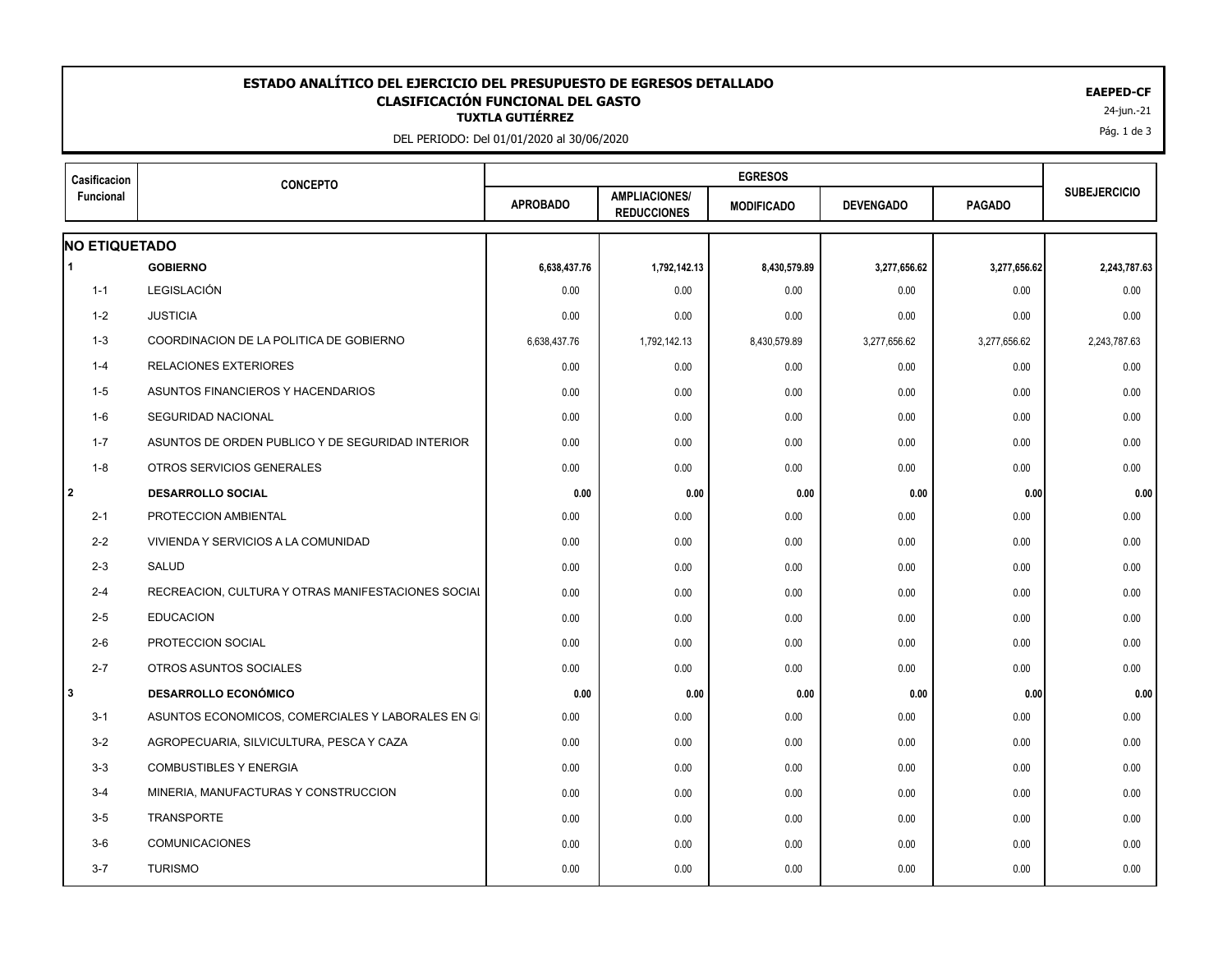# ESTADO ANALÍTICO DEL EJERCICIO DEL PRESUPUESTO DE EGRESOS DETALLADO

## CLASIFICACIÓN FUNCIONAL DEL GASTO

### TUXTLA GUTIÉRREZ

DEL PERIODO: Del 01/01/2020 al 30/06/2020

**EAEPED-CF**

24-jun.-21

| Casificacion Funcional | CONCEPTO | EGRESOS | | | | | SUBEJERCICIO |
|---|---|---|---|---|---|---|---|
| | | APROBADO | AMPLIACIONES/ REDUCCIONES | MODIFICADO | DEVENGADO | PAGADO | |
| **NO ETIQUETADO** | | | | | | | |
| **1** | **GOBIERNO** | **6,638,437.76** | **1,792,142.13** | **8,430,579.89** | **3,277,656.62** | **3,277,656.62** | **2,243,787.63** |
| 1-1 | LEGISLACIÓN | 0.00 | 0.00 | 0.00 | 0.00 | 0.00 | 0.00 |
| 1-2 | JUSTICIA | 0.00 | 0.00 | 0.00 | 0.00 | 0.00 | 0.00 |
| 1-3 | COORDINACION DE LA POLITICA DE GOBIERNO | 6,638,437.76 | 1,792,142.13 | 8,430,579.89 | 3,277,656.62 | 3,277,656.62 | 2,243,787.63 |
| 1-4 | RELACIONES EXTERIORES | 0.00 | 0.00 | 0.00 | 0.00 | 0.00 | 0.00 |
| 1-5 | ASUNTOS FINANCIEROS Y HACENDARIOS | 0.00 | 0.00 | 0.00 | 0.00 | 0.00 | 0.00 |
| 1-6 | SEGURIDAD NACIONAL | 0.00 | 0.00 | 0.00 | 0.00 | 0.00 | 0.00 |
| 1-7 | ASUNTOS DE ORDEN PUBLICO Y DE SEGURIDAD INTERIOR | 0.00 | 0.00 | 0.00 | 0.00 | 0.00 | 0.00 |
| 1-8 | OTROS SERVICIOS GENERALES | 0.00 | 0.00 | 0.00 | 0.00 | 0.00 | 0.00 |
| **2** | **DESARROLLO SOCIAL** | **0.00** | **0.00** | **0.00** | **0.00** | **0.00** | **0.00** |
| 2-1 | PROTECCION AMBIENTAL | 0.00 | 0.00 | 0.00 | 0.00 | 0.00 | 0.00 |
| 2-2 | VIVIENDA Y SERVICIOS A LA COMUNIDAD | 0.00 | 0.00 | 0.00 | 0.00 | 0.00 | 0.00 |
| 2-3 | SALUD | 0.00 | 0.00 | 0.00 | 0.00 | 0.00 | 0.00 |
| 2-4 | RECREACION, CULTURA Y OTRAS MANIFESTACIONES SOCIAL | 0.00 | 0.00 | 0.00 | 0.00 | 0.00 | 0.00 |
| 2-5 | EDUCACION | 0.00 | 0.00 | 0.00 | 0.00 | 0.00 | 0.00 |
| 2-6 | PROTECCION SOCIAL | 0.00 | 0.00 | 0.00 | 0.00 | 0.00 | 0.00 |
| 2-7 | OTROS ASUNTOS SOCIALES | 0.00 | 0.00 | 0.00 | 0.00 | 0.00 | 0.00 |
| **3** | **DESARROLLO ECÓNOMICO** | **0.00** | **0.00** | **0.00** | **0.00** | **0.00** | **0.00** |
| 3-1 | ASUNTOS ECONOMICOS, COMERCIALES Y LABORALES EN G | 0.00 | 0.00 | 0.00 | 0.00 | 0.00 | 0.00 |
| 3-2 | AGROPECUARIA, SILVICULTURA, PESCA Y CAZA | 0.00 | 0.00 | 0.00 | 0.00 | 0.00 | 0.00 |
| 3-3 | COMBUSTIBLES Y ENERGIA | 0.00 | 0.00 | 0.00 | 0.00 | 0.00 | 0.00 |
| 3-4 | MINERIA, MANUFACTURAS Y CONSTRUCCION | 0.00 | 0.00 | 0.00 | 0.00 | 0.00 | 0.00 |
| 3-5 | TRANSPORTE | 0.00 | 0.00 | 0.00 | 0.00 | 0.00 | 0.00 |
| 3-6 | COMUNICACIONES | 0.00 | 0.00 | 0.00 | 0.00 | 0.00 | 0.00 |
| 3-7 | TURISMO | 0.00 | 0.00 | 0.00 | 0.00 | 0.00 | 0.00 |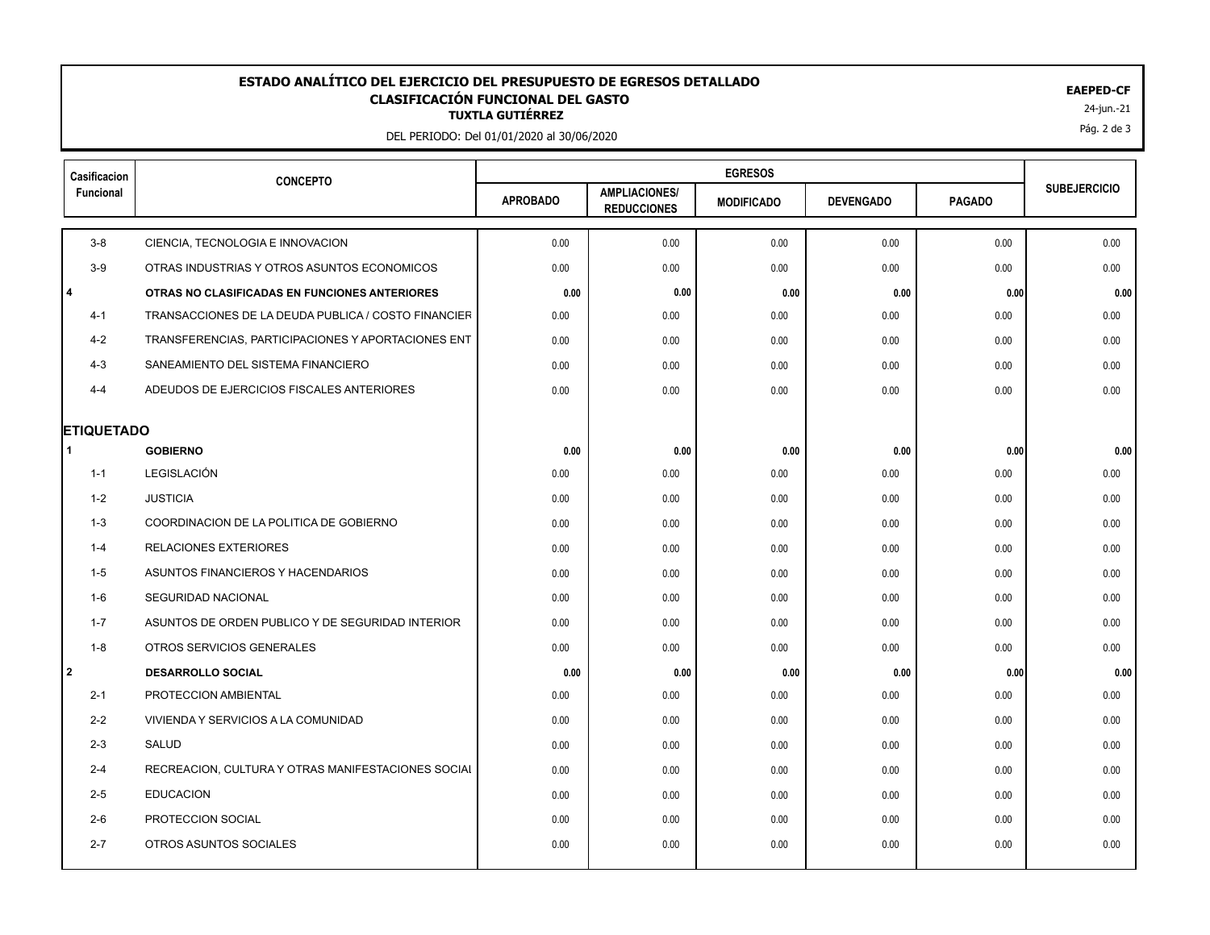# ESTADO ANALÍTICO DEL EJERCICIO DEL PRESUPUESTO DE EGRESOS DETALLADO

## CLASIFICACIÓN FUNCIONAL DEL GASTO

**TUXTLA GUTIÉRREZ**

DEL PERIODO: Del 01/01/2020 al 30/06/2020

**EAPED-CF**

24-jun.-21

| Casificacion Funcional | CONCEPTO | EGRESOS | | | | | SUBEJERCICIO |
|---|---|---|---|---|---|---|---|
| | | APROBADO | AMPLIACIONES/ REDUCCIONES | MODIFICADO | DEVENGADO | PAGADO | |
| 3-8 | CIENCIA, TECNOLOGIA E INNOVACION | 0.00 | 0.00 | 0.00 | 0.00 | 0.00 | 0.00 |
| 3-9 | OTRAS INDUSTRIAS Y OTROS ASUNTOS ECONOMICOS | 0.00 | 0.00 | 0.00 | 0.00 | 0.00 | 0.00 |
| **4** | **OTRAS NO CLASIFICADAS EN FUNCIONES ANTERIORES** | **0.00** | **0.00** | **0.00** | **0.00** | **0.00** | **0.00** |
| 4-1 | TRANSACCIONES DE LA DEUDA PUBLICA / COSTO FINANCIER | 0.00 | 0.00 | 0.00 | 0.00 | 0.00 | 0.00 |
| 4-2 | TRANSFERENCIAS, PARTICIPACIONES Y APORTACIONES ENT | 0.00 | 0.00 | 0.00 | 0.00 | 0.00 | 0.00 |
| 4-3 | SANEAMIENTO DEL SISTEMA FINANCIERO | 0.00 | 0.00 | 0.00 | 0.00 | 0.00 | 0.00 |
| 4-4 | ADEUDOS DE EJERCICIOS FISCALES ANTERIORES | 0.00 | 0.00 | 0.00 | 0.00 | 0.00 | 0.00 |
| **ETIQUETADO** | | | | | | | |
| **1** | **GOBIERNO** | **0.00** | **0.00** | **0.00** | **0.00** | **0.00** | **0.00** |
| 1-1 | LEGISLACIÓN | 0.00 | 0.00 | 0.00 | 0.00 | 0.00 | 0.00 |
| 1-2 | JUSTICIA | 0.00 | 0.00 | 0.00 | 0.00 | 0.00 | 0.00 |
| 1-3 | COORDINACION DE LA POLITICA DE GOBIERNO | 0.00 | 0.00 | 0.00 | 0.00 | 0.00 | 0.00 |
| 1-4 | RELACIONES EXTERIORES | 0.00 | 0.00 | 0.00 | 0.00 | 0.00 | 0.00 |
| 1-5 | ASUNTOS FINANCIEROS Y HACENDARIOS | 0.00 | 0.00 | 0.00 | 0.00 | 0.00 | 0.00 |
| 1-6 | SEGURIDAD NACIONAL | 0.00 | 0.00 | 0.00 | 0.00 | 0.00 | 0.00 |
| 1-7 | ASUNTOS DE ORDEN PUBLICO Y DE SEGURIDAD INTERIOR | 0.00 | 0.00 | 0.00 | 0.00 | 0.00 | 0.00 |
| 1-8 | OTROS SERVICIOS GENERALES | 0.00 | 0.00 | 0.00 | 0.00 | 0.00 | 0.00 |
| **2** | **DESARROLLO SOCIAL** | **0.00** | **0.00** | **0.00** | **0.00** | **0.00** | **0.00** |
| 2-1 | PROTECCION AMBIENTAL | 0.00 | 0.00 | 0.00 | 0.00 | 0.00 | 0.00 |
| 2-2 | VIVIENDA Y SERVICIOS A LA COMUNIDAD | 0.00 | 0.00 | 0.00 | 0.00 | 0.00 | 0.00 |
| 2-3 | SALUD | 0.00 | 0.00 | 0.00 | 0.00 | 0.00 | 0.00 |
| 2-4 | RECREACION, CULTURA Y OTRAS MANIFESTACIONES SOCIAL | 0.00 | 0.00 | 0.00 | 0.00 | 0.00 | 0.00 |
| 2-5 | EDUCACION | 0.00 | 0.00 | 0.00 | 0.00 | 0.00 | 0.00 |
| 2-6 | PROTECCION SOCIAL | 0.00 | 0.00 | 0.00 | 0.00 | 0.00 | 0.00 |
| 2-7 | OTROS ASUNTOS SOCIALES | 0.00 | 0.00 | 0.00 | 0.00 | 0.00 | 0.00 |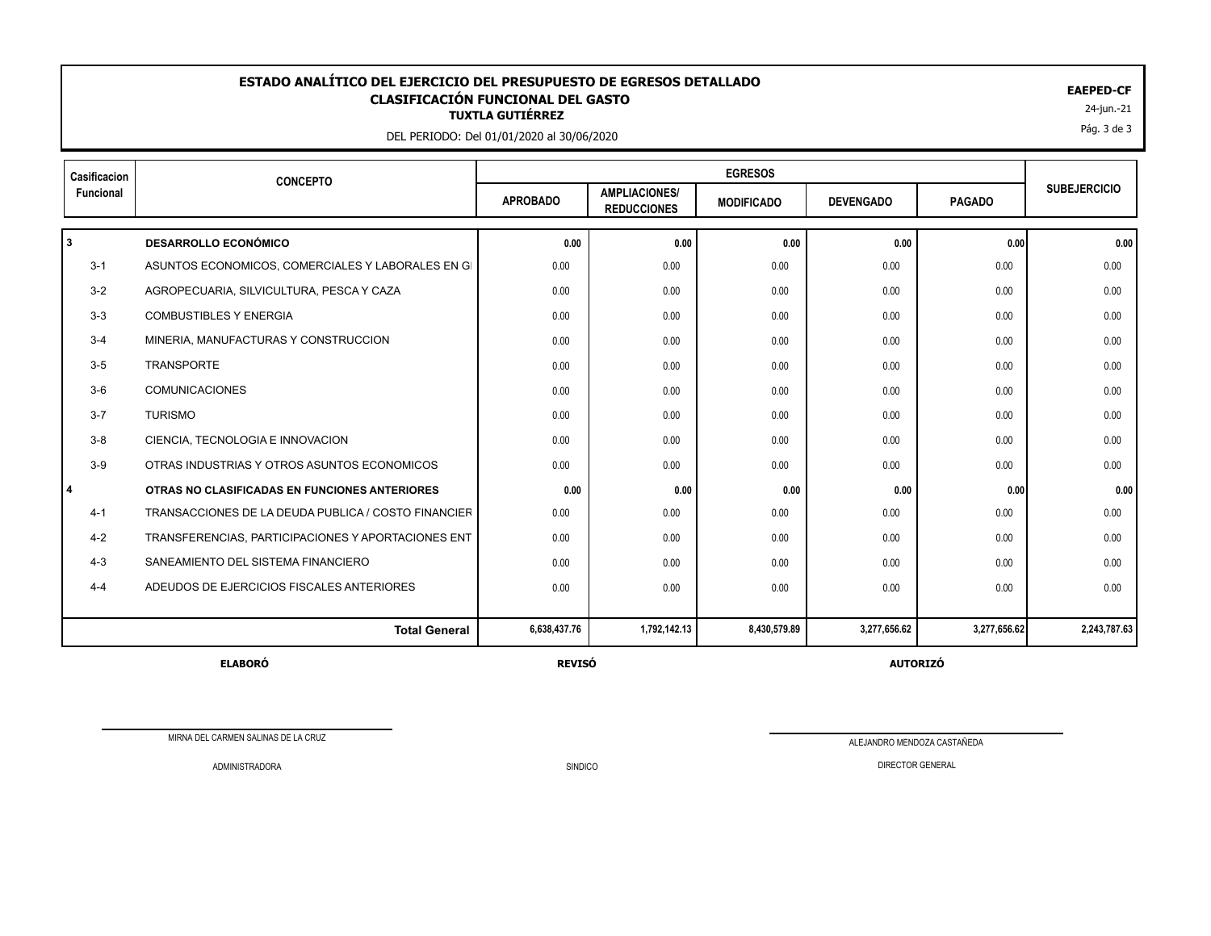# ESTADO ANALÍTICO DEL EJERCICIO DEL PRESUPUESTO DE EGRESOS DETALLADO

## CLASIFICACIÓN FUNCIONAL DEL GASTO

### TUXTLA GUTIÉRREZ

DEL PERIODO: Del 01/01/2020 al 30/06/2020

**EAEPED-CF**

24-jun.-21

| Casificacion Funcional | CONCEPTO | EGRESOS | | | | | SUBEJERCICIO |
|---|---|---|---|---|---|---|---|
| | | APROBADO | AMPLIACIONES/ REDUCCIONES | MODIFICADO | DEVENGADO | PAGADO | |
| **3** | **DESARROLLO ECÓNÓMICO** | **0.00** | **0.00** | **0.00** | **0.00** | **0.00** | **0.00** |
| 3-1 | ASUNTOS ECONOMICOS, COMERCIALES Y LABORALES EN GI | 0.00 | 0.00 | 0.00 | 0.00 | 0.00 | 0.00 |
| 3-2 | AGROPECUARIA, SILVICULTURA, PESCA Y CAZA | 0.00 | 0.00 | 0.00 | 0.00 | 0.00 | 0.00 |
| 3-3 | COMBUSTIBLES Y ENERGIA | 0.00 | 0.00 | 0.00 | 0.00 | 0.00 | 0.00 |
| 3-4 | MINERIA, MANUFACTURAS Y CONSTRUCCION | 0.00 | 0.00 | 0.00 | 0.00 | 0.00 | 0.00 |
| 3-5 | TRANSPORTE | 0.00 | 0.00 | 0.00 | 0.00 | 0.00 | 0.00 |
| 3-6 | COMUNICACIONES | 0.00 | 0.00 | 0.00 | 0.00 | 0.00 | 0.00 |
| 3-7 | TURISMO | 0.00 | 0.00 | 0.00 | 0.00 | 0.00 | 0.00 |
| 3-8 | CIENCIA, TECNOLOGIA E INNOVACION | 0.00 | 0.00 | 0.00 | 0.00 | 0.00 | 0.00 |
| 3-9 | OTRAS INDUSTRIAS Y OTROS ASUNTOS ECONOMICOS | 0.00 | 0.00 | 0.00 | 0.00 | 0.00 | 0.00 |
| **4** | **OTRAS NO CLASIFICADAS EN FUNCIONES ANTERIORES** | **0.00** | **0.00** | **0.00** | **0.00** | **0.00** | **0.00** |
| 4-1 | TRANSACCIONES DE LA DEUDA PUBLICA / COSTO FINANCIER | 0.00 | 0.00 | 0.00 | 0.00 | 0.00 | 0.00 |
| 4-2 | TRANSFERENCIAS, PARTICIPACIONES Y APORTACIONES ENT | 0.00 | 0.00 | 0.00 | 0.00 | 0.00 | 0.00 |
| 4-3 | SANEAMIENTO DEL SISTEMA FINANCIERO | 0.00 | 0.00 | 0.00 | 0.00 | 0.00 | 0.00 |
| 4-4 | ADEUDOS DE EJERCICIOS FISCALES ANTERIORES | 0.00 | 0.00 | 0.00 | 0.00 | 0.00 | 0.00 |
| | **Total General** | **6,638,437.76** | **1,792,142.13** | **8,430,579.89** | **3,277,656.62** | **3,277,656.62** | **2,243,787.63** |

**ELABORÓ** **REVISÓ** **AUTORIZÓ**

MIRNA DEL CARMEN SALINAS DE LA CRUZ
ADMINISTRADORA

SINDICO

ALEJANDRO MENDOZA CASTAÑEDA
DIRECTOR GENERAL